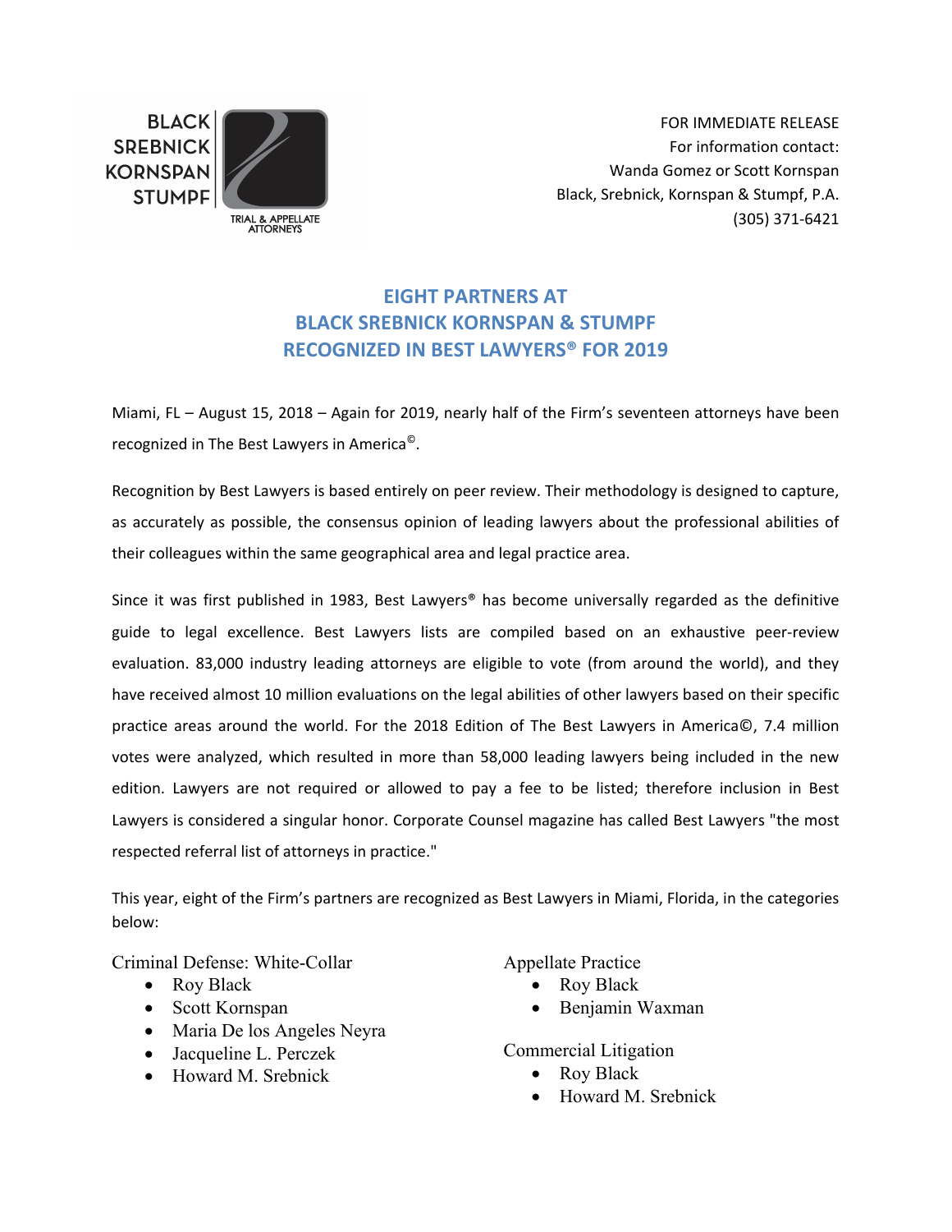BLACK
SREBNICK
KORNSPAN
STUMPF

TRIAL & APPELLATE ATTORNEYS

FOR IMMEDIATE RELEASE
For information contact:
Wanda Gomez or Scott Kornspan
Black, Srebnick, Kornspan & Stumpf, P.A.
(305) 371-6421

# EIGHT PARTNERS AT BLACK SREBNICK KORNSPAN & STUMPF RECOGNIZED IN BEST LAWYERS® FOR 2019

Miami, FL – August 15, 2018 – Again for 2019, nearly half of the Firm's seventeen attorneys have been recognized in The Best Lawyers in America©.

Recognition by Best Lawyers is based entirely on peer review. Their methodology is designed to capture, as accurately as possible, the consensus opinion of leading lawyers about the professional abilities of their colleagues within the same geographical area and legal practice area.

Since it was first published in 1983, Best Lawyers® has become universally regarded as the definitive guide to legal excellence. Best Lawyers lists are compiled based on an exhaustive peer-review evaluation. 83,000 industry leading attorneys are eligible to vote (from around the world), and they have received almost 10 million evaluations on the legal abilities of other lawyers based on their specific practice areas around the world. For the 2018 Edition of The Best Lawyers in America©, 7.4 million votes were analyzed, which resulted in more than 58,000 leading lawyers being included in the new edition. Lawyers are not required or allowed to pay a fee to be listed; therefore inclusion in Best Lawyers is considered a singular honor. Corporate Counsel magazine has called Best Lawyers "the most respected referral list of attorneys in practice."

This year, eight of the Firm's partners are recognized as Best Lawyers in Miami, Florida, in the categories below:

Criminal Defense: White-Collar
- Roy Black
- Scott Kornspan
- Maria De los Angeles Neyra
- Jacqueline L. Perczek
- Howard M. Srebnick

Appellate Practice
- Roy Black
- Benjamin Waxman

Commercial Litigation
- Roy Black
- Howard M. Srebnick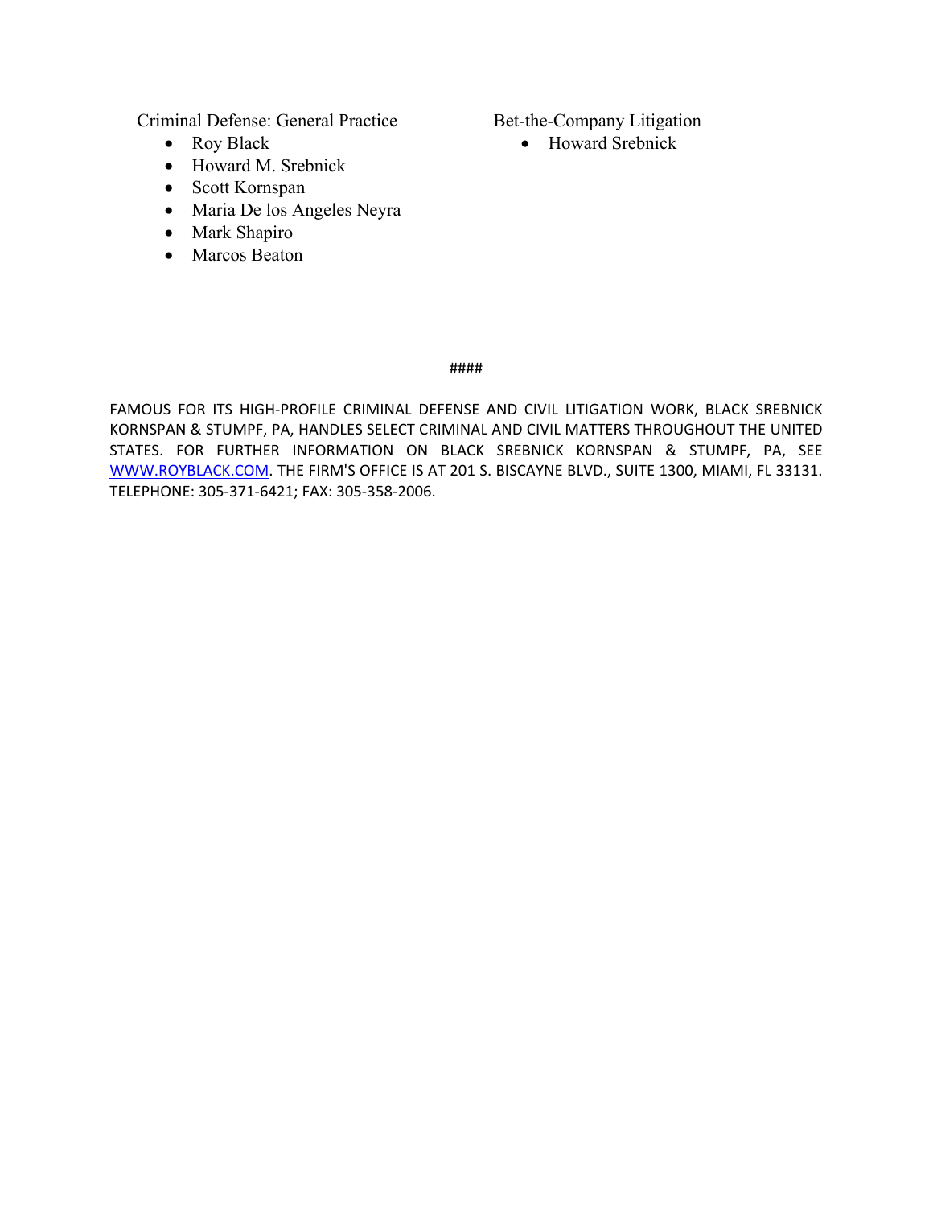Criminal Defense: General Practice

- Roy Black
- Howard M. Srebnick
- Scott Kornspan
- Maria De los Angeles Neyra
- Mark Shapiro
- Marcos Beaton

Bet-the-Company Litigation

- Howard Srebnick

####

FAMOUS FOR ITS HIGH-PROFILE CRIMINAL DEFENSE AND CIVIL LITIGATION WORK, BLACK SREBNICK KORNSPAN & STUMPF, PA, HANDLES SELECT CRIMINAL AND CIVIL MATTERS THROUGHOUT THE UNITED STATES. FOR FURTHER INFORMATION ON BLACK SREBNICK KORNSPAN & STUMPF, PA, SEE WWW.ROYBLACK.COM. THE FIRM'S OFFICE IS AT 201 S. BISCAYNE BLVD., SUITE 1300, MIAMI, FL 33131. TELEPHONE: 305-371-6421; FAX: 305-358-2006.